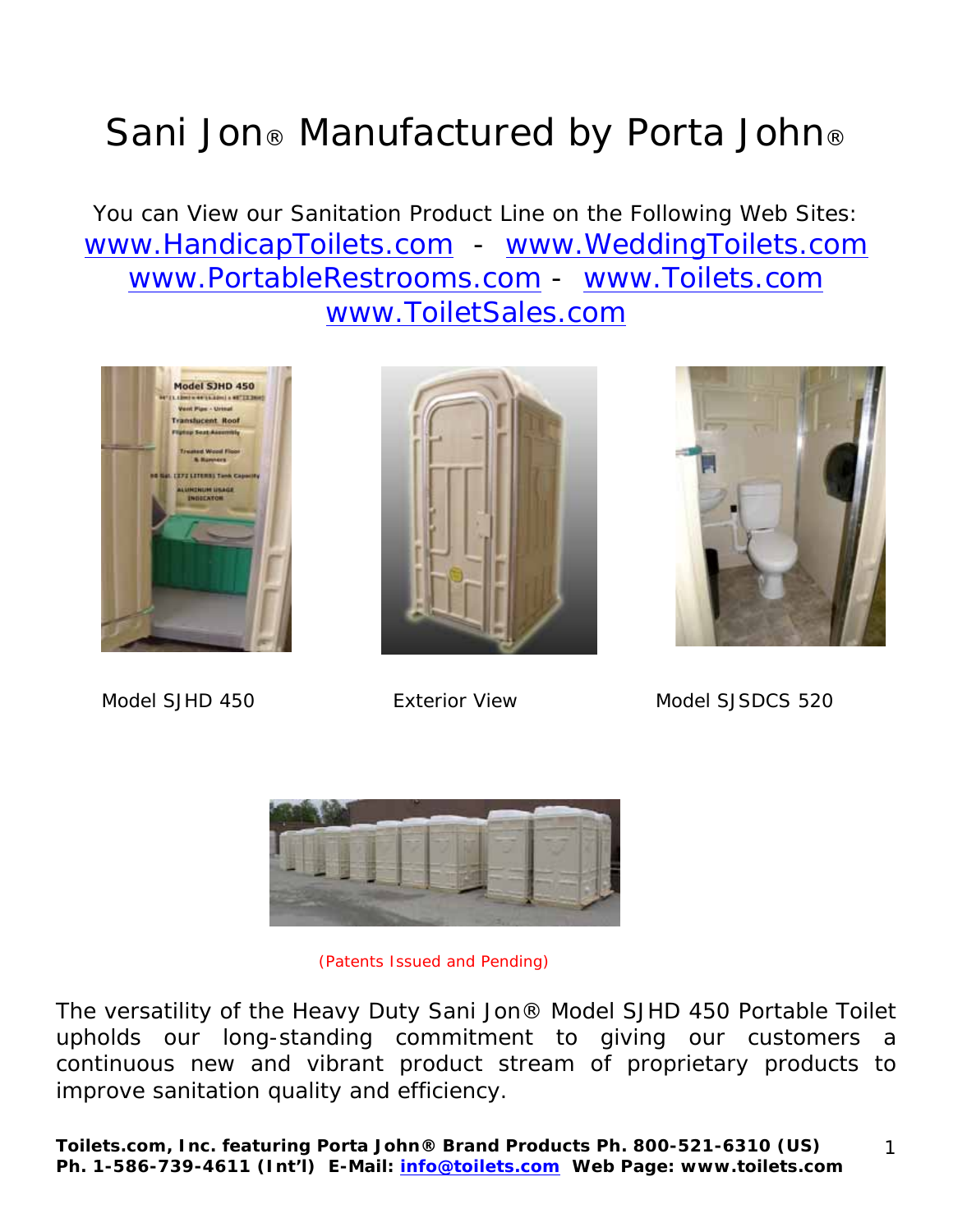# Sani Jon® Manufactured by Porta John®

You can View our Sanitation Product Line on the Following Web Sites:
www.HandicapToilets.com - www.WeddingToilets.com
www.PortableRestrooms.com - www.Toilets.com
www.ToiletSales.com

Model SJHD 450

Exterior View

Model SJSDCS 520

(Patents Issued and Pending)

The versatility of the Heavy Duty Sani Jon® Model SJHD 450 Portable Toilet upholds our long-standing commitment to giving our customers a continuous new and vibrant product stream of proprietary products to improve sanitation quality and efficiency.

**Toilets.com, Inc. featuring Porta John® Brand Products Ph. 800-521-6310 (US) Ph. 1-586-739-4611 (Int'l) E-Mail: info@toilets.com Web Page: www.toilets.com**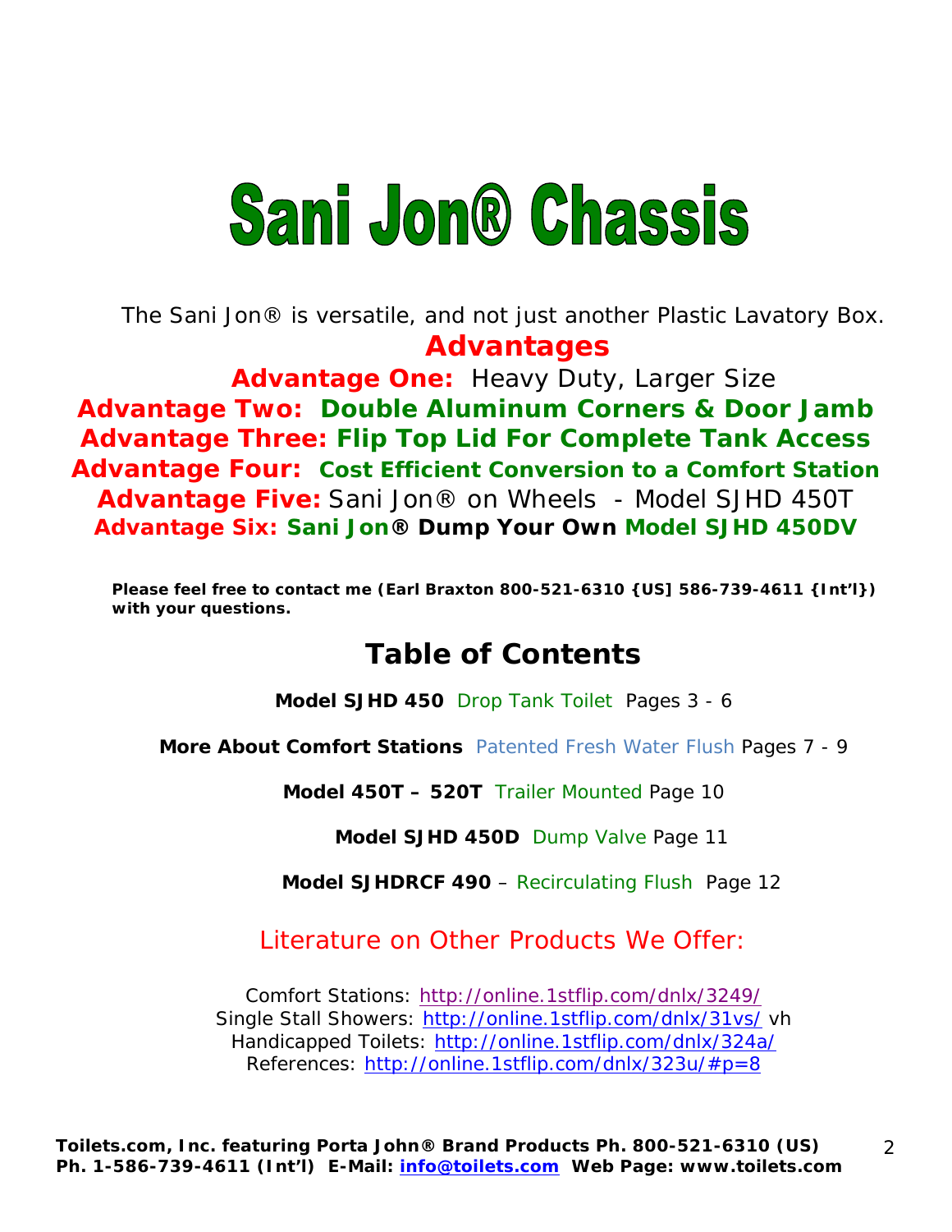# Sani Jon® Chassis

The Sani Jon® is versatile, and not just another Plastic Lavatory Box.

## Advantages

**Advantage One:** Heavy Duty, Larger Size

**Advantage Two: Double Aluminum Corners & Door Jamb**

**Advantage Three: Flip Top Lid For Complete Tank Access**

**Advantage Four: Cost Efficient Conversion to a Comfort Station**

**Advantage Five:** Sani Jon® on Wheels - Model SJHD 450T

**Advantage Six: Sani Jon® Dump Your Own Model SJHD 450DV**

**Please feel free to contact me (Earl Braxton 800-521-6310 {US] 586-739-4611 {Int'l}) with your questions.**

## Table of Contents

**Model SJHD 450** Drop Tank Toilet Pages 3 - 6

**More About Comfort Stations** Patented Fresh Water Flush Pages 7 - 9

**Model 450T – 520T** Trailer Mounted Page 10

**Model SJHD 450D** Dump Valve Page 11

**Model SJHDRCF 490** – Recirculating Flush Page 12

### Literature on Other Products We Offer:

Comfort Stations: http://online.1stflip.com/dnlx/3249/
Single Stall Showers: http://online.1stflip.com/dnlx/31vs/ vh
Handicapped Toilets: http://online.1stflip.com/dnlx/324a/
References: http://online.1stflip.com/dnlx/323u/#p=8

**Toilets.com, Inc. featuring Porta John® Brand Products Ph. 800-521-6310 (US) Ph. 1-586-739-4611 (Int'l) E-Mail: info@toilets.com Web Page: www.toilets.com**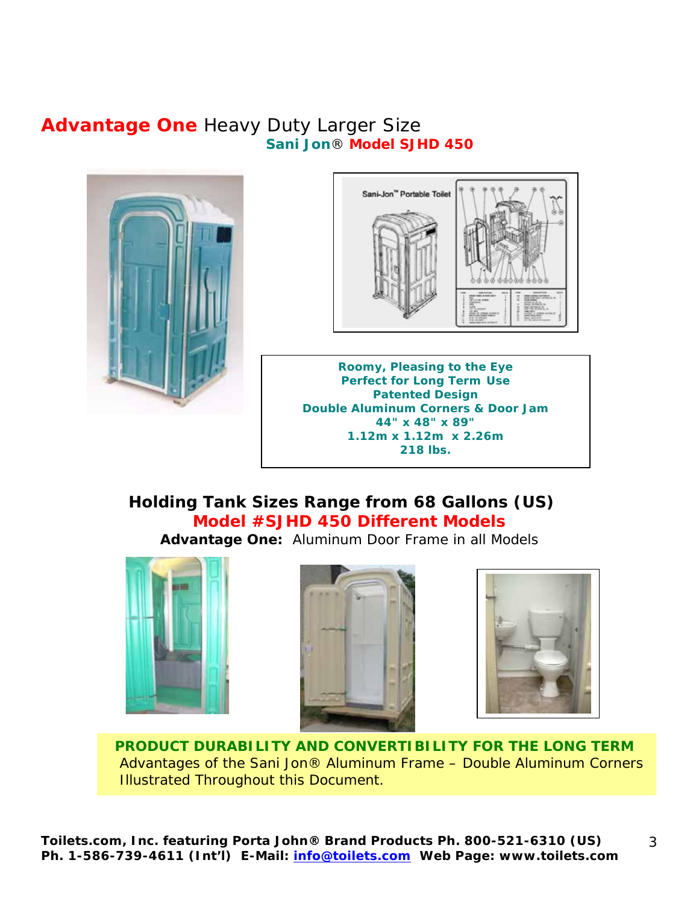## **Advantage One** Heavy Duty Larger Size

**Sani Jon® Model SJHD 450**

**Roomy, Pleasing to the Eye**
**Perfect for Long Term Use**
**Patented Design**
**Double Aluminum Corners & Door Jam**
**44" x 48" x 89"**
**1.12m x 1.12m x 2.26m**
**218 lbs.**

### Holding Tank Sizes Range from 68 Gallons (US)

### Model #SJHD 450 Different Models

**Advantage One:** Aluminum Door Frame in all Models

**PRODUCT DURABILITY AND CONVERTIBILITY FOR THE LONG TERM**

Advantages of the Sani Jon® Aluminum Frame – Double Aluminum Corners Illustrated Throughout this Document.

**Toilets.com, Inc. featuring Porta John® Brand Products Ph. 800-521-6310 (US) Ph. 1-586-739-4611 (Int'l) E-Mail: info@toilets.com Web Page: www.toilets.com**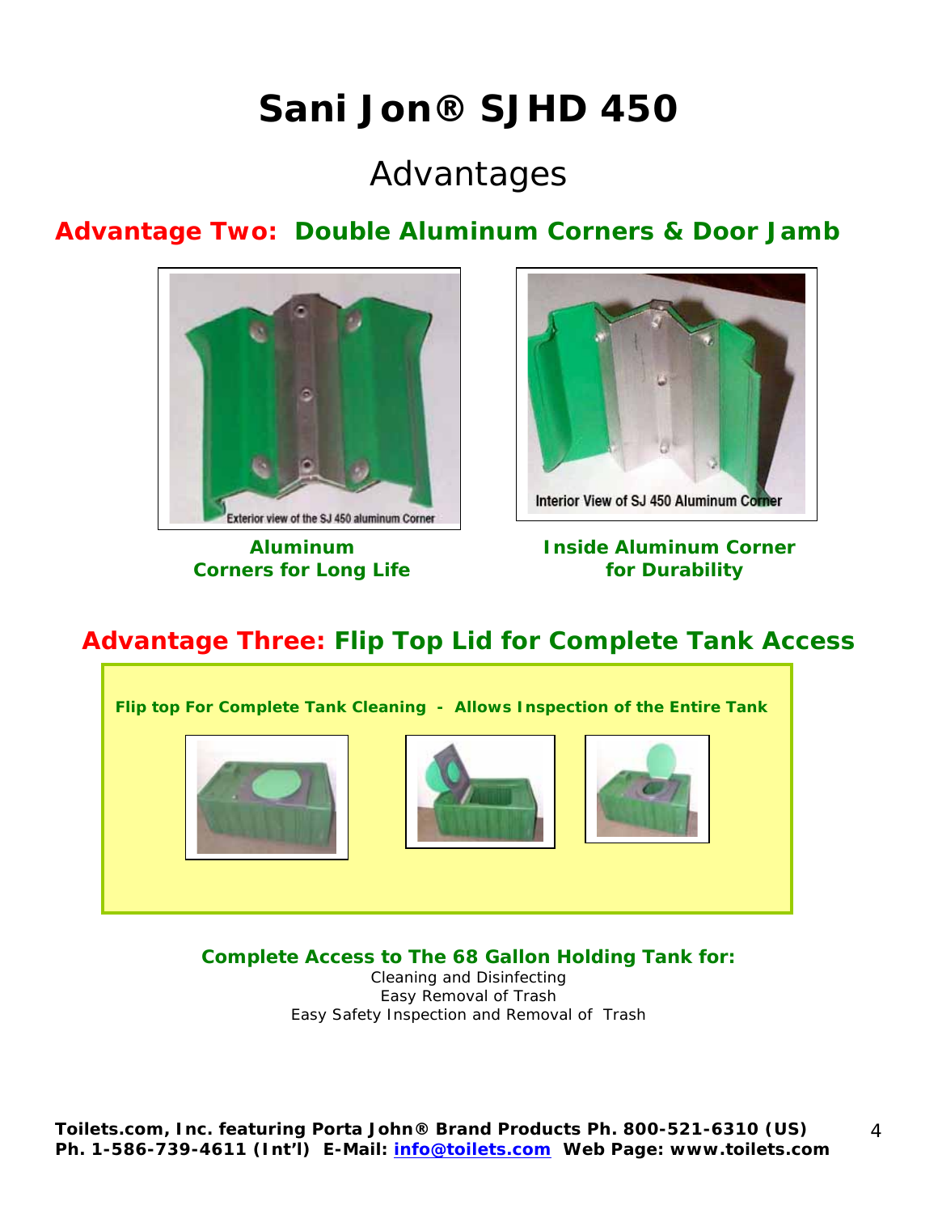# Sani Jon® SJHD 450

## Advantages

### **Advantage Two: Double Aluminum Corners & Door Jamb**

Exterior view of the SJ 450 aluminum Corner

**Aluminum Corners for Long Life**

Interior View of SJ 450 Aluminum Corner

**Inside Aluminum Corner for Durability**

### **Advantage Three: Flip Top Lid for Complete Tank Access**

**Flip top For Complete Tank Cleaning - Allows Inspection of the Entire Tank**

**Complete Access to The 68 Gallon Holding Tank for:**

Cleaning and Disinfecting
Easy Removal of Trash
Easy Safety Inspection and Removal of Trash

**Toilets.com, Inc. featuring Porta John® Brand Products Ph. 800-521-6310 (US) Ph. 1-586-739-4611 (Int'l) E-Mail: info@toilets.com Web Page: www.toilets.com**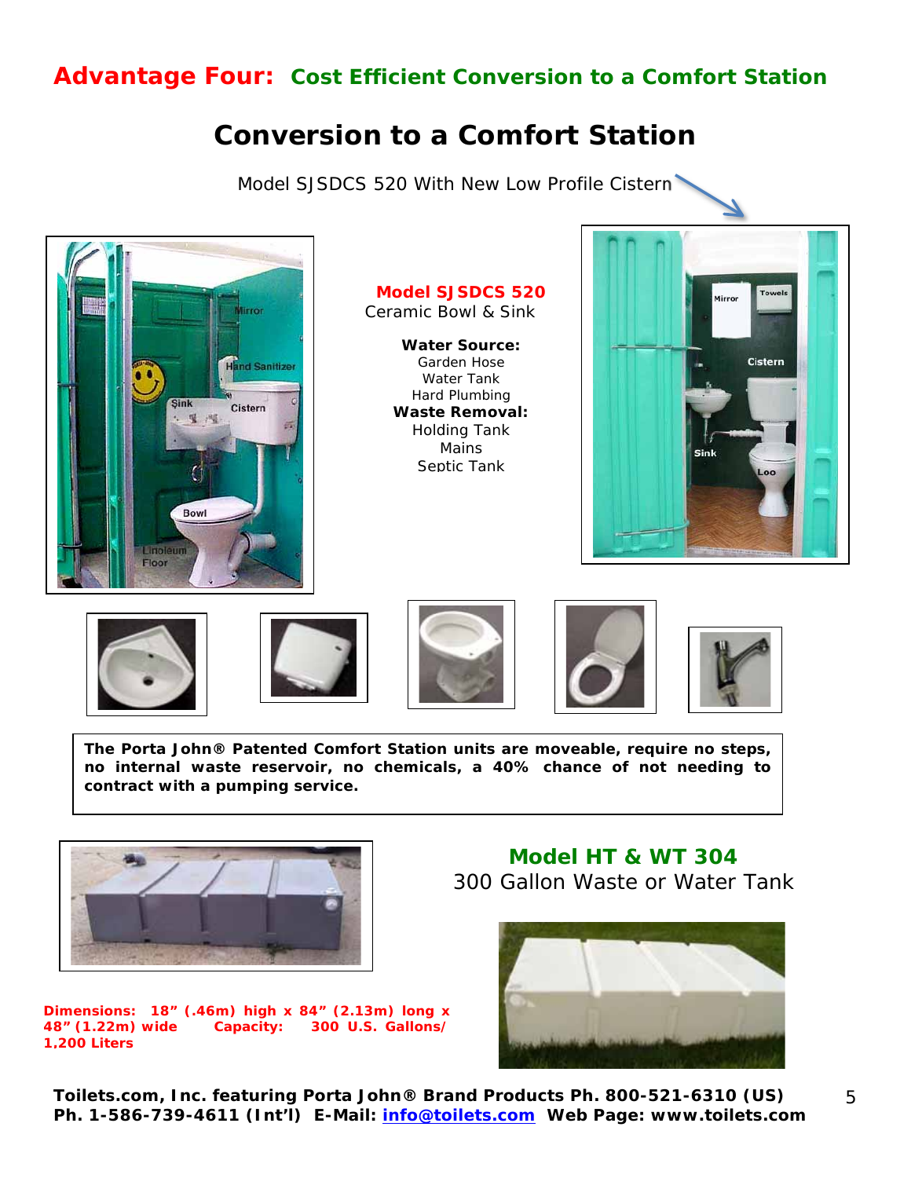## Advantage Four: Cost Efficient Conversion to a Comfort Station

# Conversion to a Comfort Station

Model SJSDCS 520 With New Low Profile Cistern

**Model SJSDCS 520**
Ceramic Bowl & Sink

**Water Source:**
Garden Hose
Water Tank
Hard Plumbing

**Waste Removal:**
Holding Tank
Mains
Septic Tank

**The Porta John® Patented Comfort Station units are moveable, require no steps, no internal waste reservoir, no chemicals, a 40% chance of not needing to contract with a pumping service.**

## Model HT & WT 304

300 Gallon Waste or Water Tank

**Dimensions: 18" (.46m) high x 84" (2.13m) long x 48" (1.22m) wide Capacity: 300 U.S. Gallons/ 1,200 Liters**

**Toilets.com, Inc. featuring Porta John® Brand Products Ph. 800-521-6310 (US) Ph. 1-586-739-4611 (Int'l) E-Mail: info@toilets.com Web Page: www.toilets.com**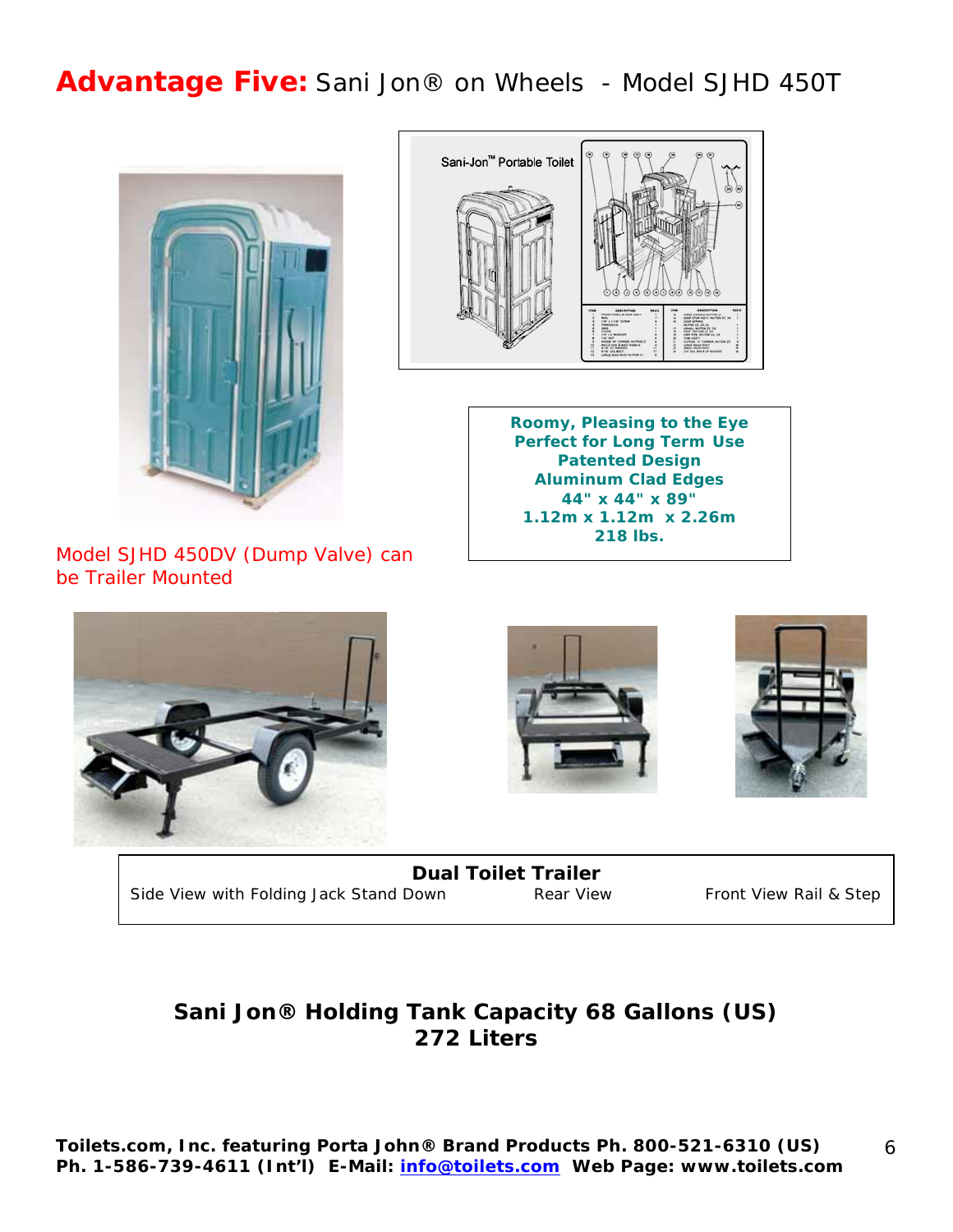# **Advantage Five:** Sani Jon® on Wheels - Model SJHD 450T

**Roomy, Pleasing to the Eye**
**Perfect for Long Term Use**
**Patented Design**
**Aluminum Clad Edges**
**44" x 44" x 89"**
**1.12m x 1.12m x 2.26m**
**218 lbs.**

Model SJHD 450DV (Dump Valve) can be Trailer Mounted

**Dual Toilet Trailer**

Side View with Folding Jack Stand Down — Rear View — Front View Rail & Step

## **Sani Jon® Holding Tank Capacity 68 Gallons (US) 272 Liters**

**Toilets.com, Inc. featuring Porta John® Brand Products Ph. 800-521-6310 (US) Ph. 1-586-739-4611 (Int'l) E-Mail: info@toilets.com Web Page: www.toilets.com**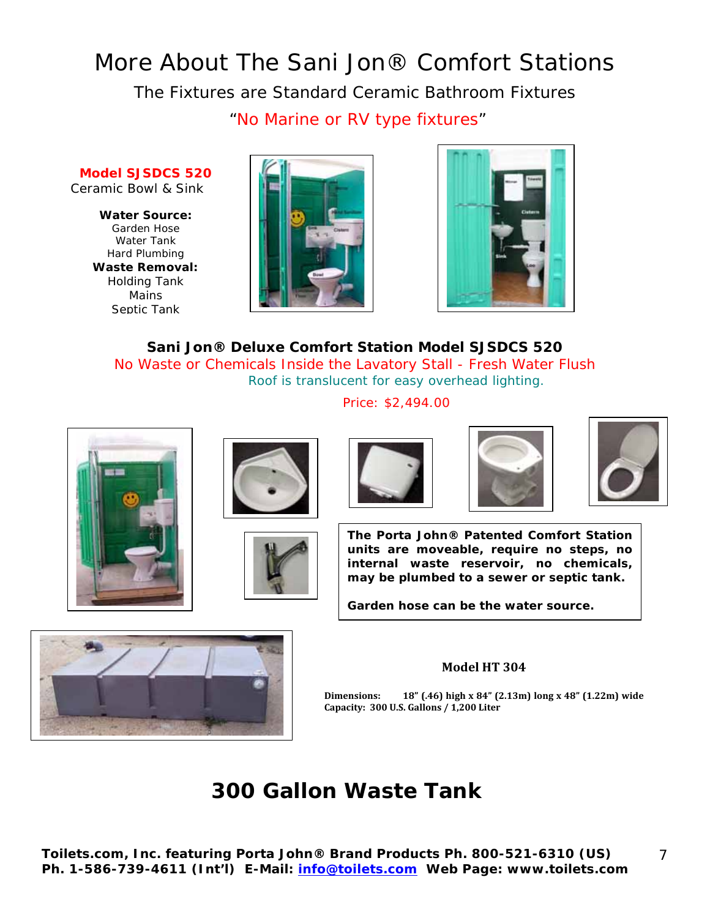# More About The Sani Jon® Comfort Stations

The Fixtures are Standard Ceramic Bathroom Fixtures

"No Marine or RV type fixtures"

**Model SJSDCS 520**
Ceramic Bowl & Sink

**Water Source:**
Garden Hose
Water Tank
Hard Plumbing

**Waste Removal:**
Holding Tank
Mains
Septic Tank

**Sani Jon® Deluxe Comfort Station Model SJSDCS 520**

No Waste or Chemicals Inside the Lavatory Stall - Fresh Water Flush

Roof is translucent for easy overhead lighting.

Price: $2,494.00

**The Porta John® Patented Comfort Station units are moveable, require no steps, no internal waste reservoir, no chemicals, may be plumbed to a sewer or septic tank.**

**Garden hose can be the water source.**

**Model HT 304**

**Dimensions:** 18" (.46) high x 84" (2.13m) long x 48" (1.22m) wide
**Capacity:** 300 U.S. Gallons / 1,200 Liter

## 300 Gallon Waste Tank

**Toilets.com, Inc. featuring Porta John® Brand Products Ph. 800-521-6310 (US) Ph. 1-586-739-4611 (Int'l) E-Mail: info@toilets.com Web Page: www.toilets.com**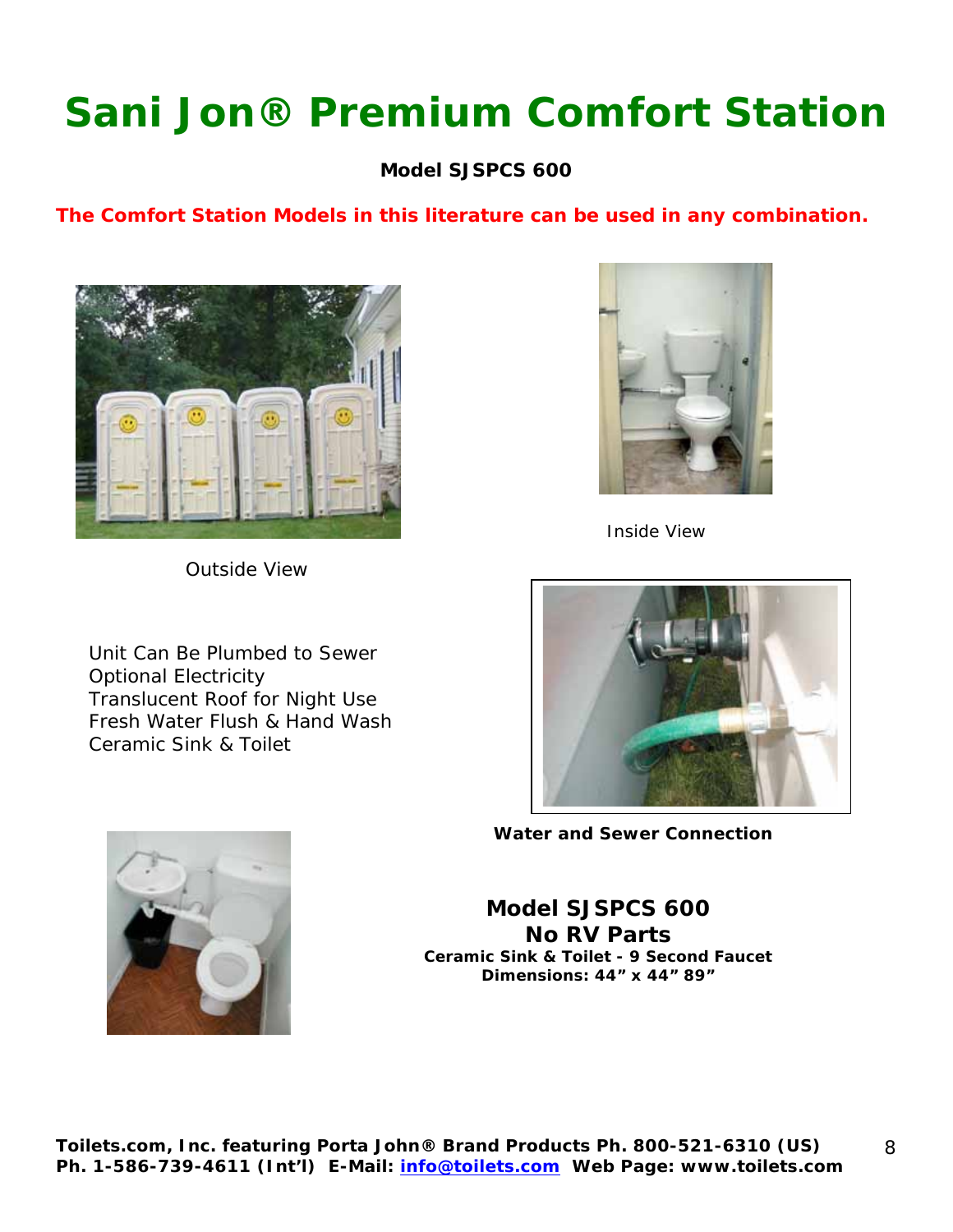# Sani Jon® Premium Comfort Station

**Model SJSPCS 600**

**The Comfort Station Models in this literature can be used in any combination.**

Outside View

Inside View

Unit Can Be Plumbed to Sewer
Optional Electricity
Translucent Roof for Night Use
Fresh Water Flush & Hand Wash
Ceramic Sink & Toilet

**Water and Sewer Connection**

**Model SJSPCS 600**
**No RV Parts**
**Ceramic Sink & Toilet - 9 Second Faucet**
**Dimensions: 44” x 44” 89”**

**Toilets.com, Inc. featuring Porta John® Brand Products Ph. 800-521-6310 (US)**
**Ph. 1-586-739-4611 (Int’l) E-Mail: info@toilets.com Web Page: www.toilets.com**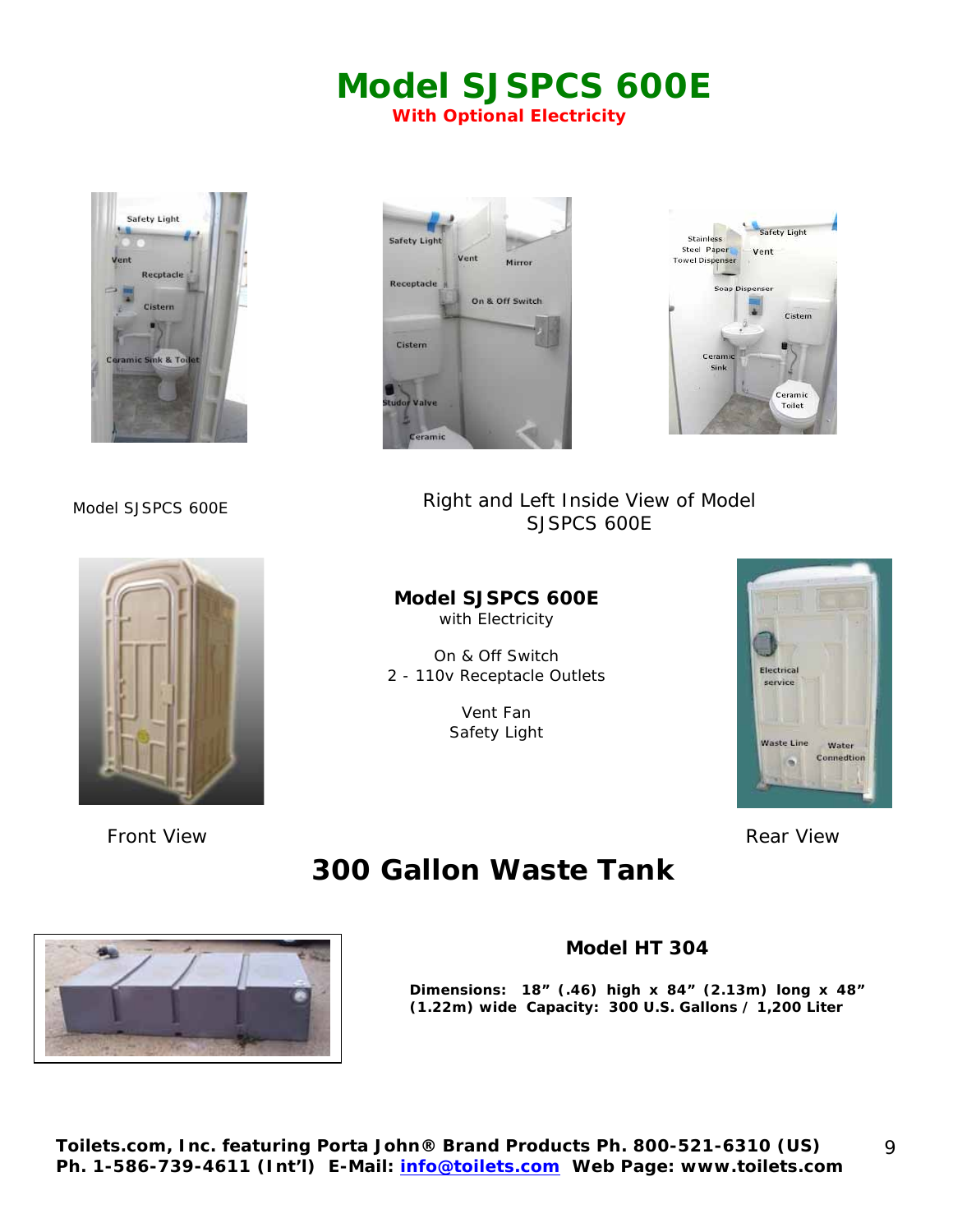# Model SJSPCS 600E

**With Optional Electricity**

Model SJSPCS 600E

Right and Left Inside View of Model SJSPCS 600E

**Model SJSPCS 600E**
with Electricity

On & Off Switch
2 - 110v Receptacle Outlets

Vent Fan
Safety Light

Front View

Rear View

## 300 Gallon Waste Tank

**Model HT 304**

**Dimensions: 18" (.46) high x 84" (2.13m) long x 48" (1.22m) wide Capacity: 300 U.S. Gallons / 1,200 Liter**

**Toilets.com, Inc. featuring Porta John® Brand Products Ph. 800-521-6310 (US) Ph. 1-586-739-4611 (Int'l) E-Mail: info@toilets.com Web Page: www.toilets.com**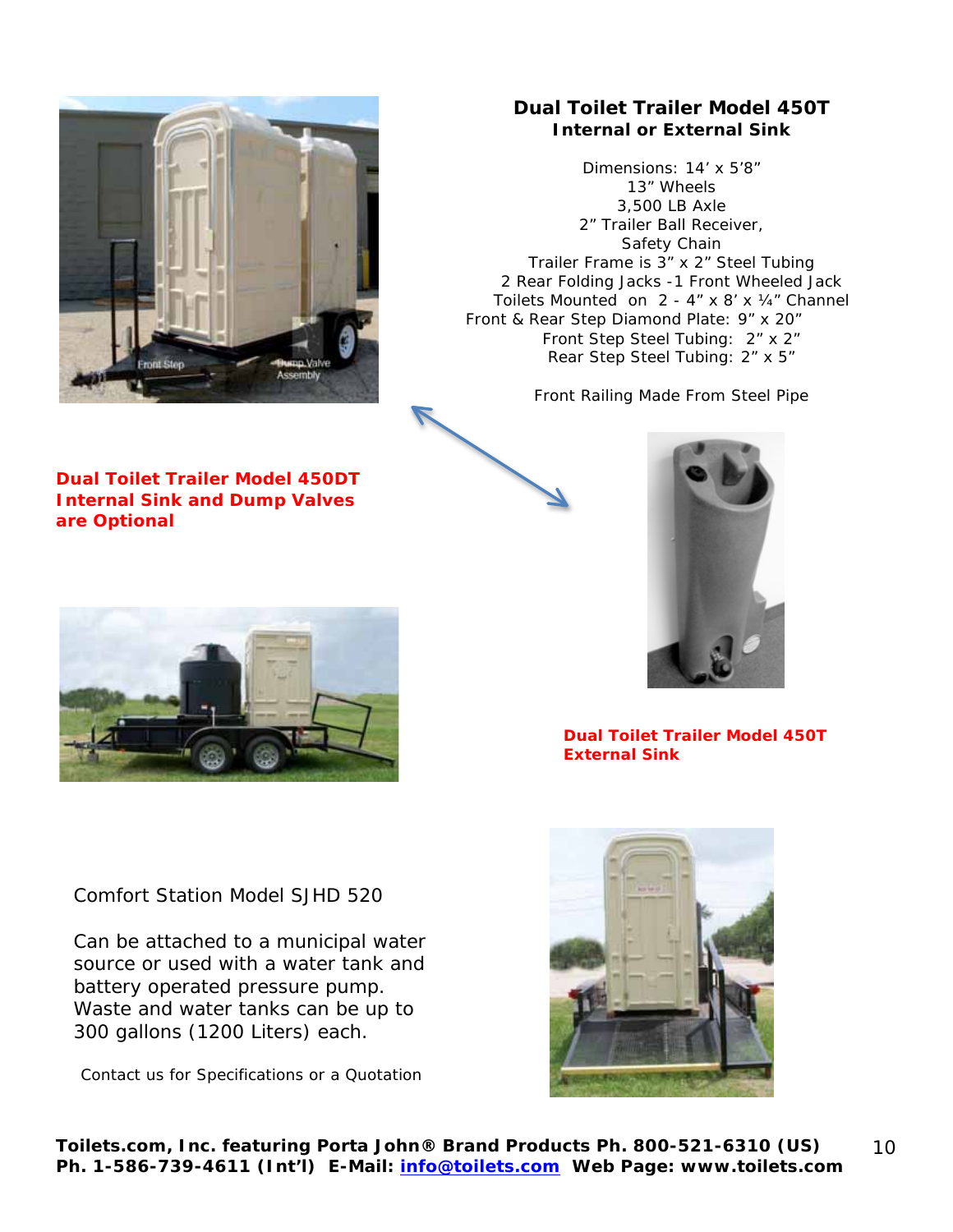## Dual Toilet Trailer Model 450T

### Internal or External Sink

Dimensions: 14' x 5'8"
13" Wheels
3,500 LB Axle
2" Trailer Ball Receiver,
Safety Chain
Trailer Frame is 3" x 2" Steel Tubing
2 Rear Folding Jacks -1 Front Wheeled Jack
Toilets Mounted on 2 - 4" x 8' x ¼" Channel
Front & Rear Step Diamond Plate: 9" x 20"
Front Step Steel Tubing: 2" x 2"
Rear Step Steel Tubing: 2" x 5"

Front Railing Made From Steel Pipe

**Dual Toilet Trailer Model 450DT**
**Internal Sink and Dump Valves are Optional**

**Dual Toilet Trailer Model 450T**
**External Sink**

Comfort Station Model SJHD 520

Can be attached to a municipal water source or used with a water tank and battery operated pressure pump. Waste and water tanks can be up to 300 gallons (1200 Liters) each.

Contact us for Specifications or a Quotation

**Toilets.com, Inc. featuring Porta John® Brand Products Ph. 800-521-6310 (US) Ph. 1-586-739-4611 (Int'l) E-Mail: info@toilets.com Web Page: www.toilets.com**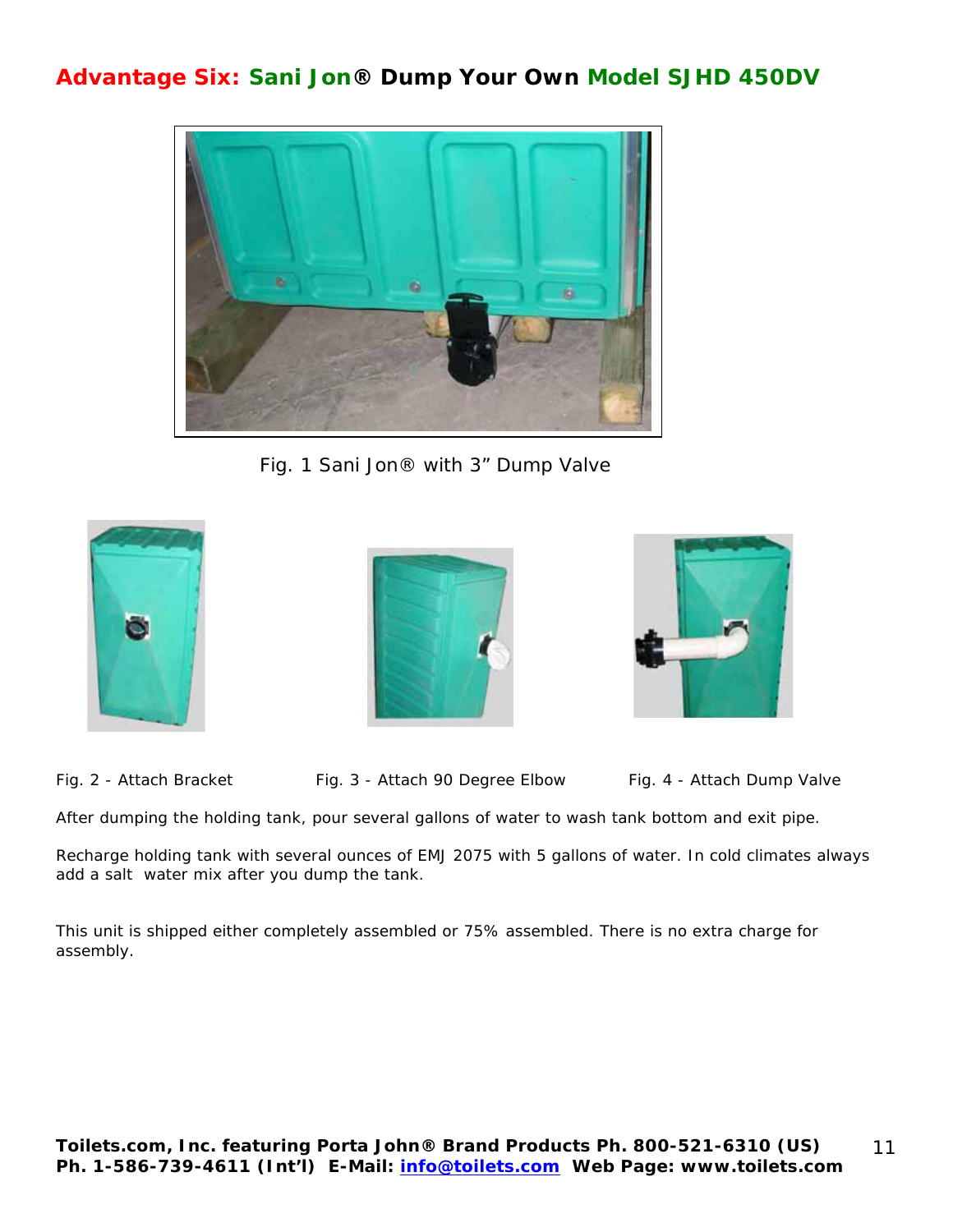## Advantage Six: Sani Jon® Dump Your Own Model SJHD 450DV

Fig. 1 Sani Jon® with 3" Dump Valve

Fig. 2 - Attach Bracket

Fig. 3 - Attach 90 Degree Elbow

Fig. 4 - Attach Dump Valve

After dumping the holding tank, pour several gallons of water to wash tank bottom and exit pipe.

Recharge holding tank with several ounces of EMJ 2075 with 5 gallons of water. In cold climates always add a salt water mix after you dump the tank.

This unit is shipped either completely assembled or 75% assembled. There is no extra charge for assembly.

**Toilets.com, Inc. featuring Porta John® Brand Products Ph. 800-521-6310 (US) Ph. 1-586-739-4611 (Int'l) E-Mail: info@toilets.com Web Page: www.toilets.com**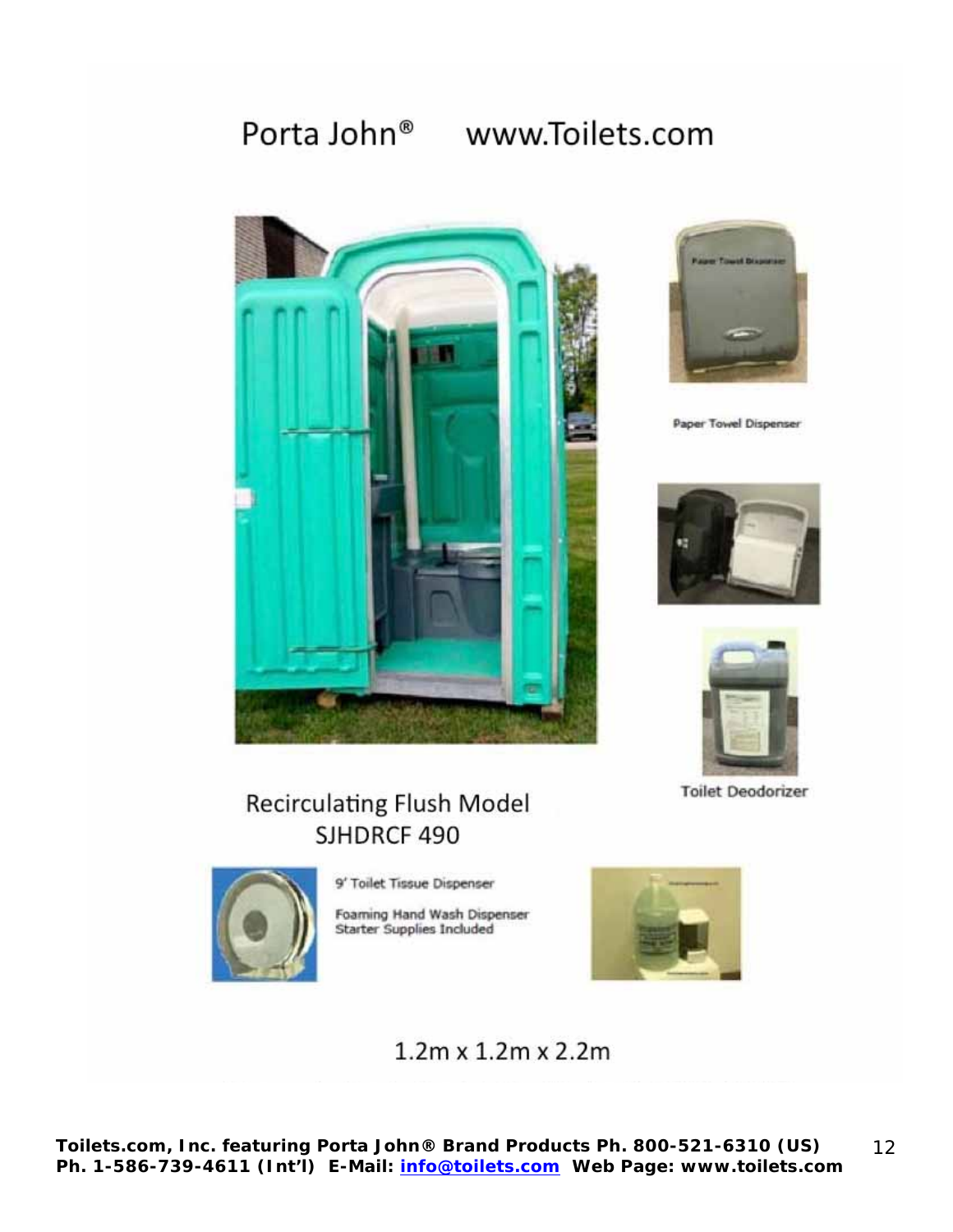# Porta John® www.Toilets.com

Paper Towel Dispenser

Toilet Deodorizer

## Recirculating Flush Model SJHDRCF 490

9' Toilet Tissue Dispenser

Foaming Hand Wash Dispenser
Starter Supplies Included

1.2m x 1.2m x 2.2m

**Toilets.com, Inc. featuring Porta John® Brand Products Ph. 800-521-6310 (US) Ph. 1-586-739-4611 (Int'l) E-Mail: info@toilets.com Web Page: www.toilets.com**